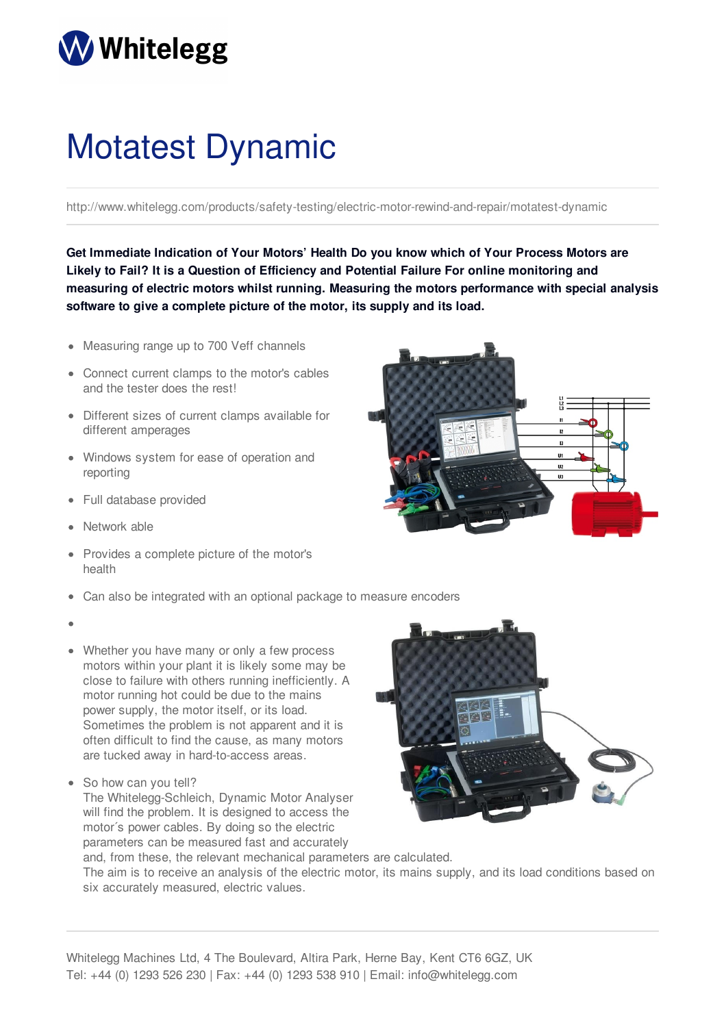# Motatest Dynamic

http://www.whitelegg.com/products/safety-testing/electric-motor-rewind-and-repair/motatest-dynamic

**Get Immediate Indication of Your Motors' Health Do you know which of Your Process Motors are Likely to Fail? It is a Question of Efficiency and Potential Failure For online monitoring and measuring of electric motors whilst running. Measuring the motors performance with special analysis software to give a complete picture of the motor, its supply and its load.**

- Measuring range up to 700 Veff channels
- Connect current clamps to the motor's cables and the tester does the rest!
- Different sizes of current clamps available for different amperages
- Windows system for ease of operation and reporting
- Full database provided
- Network able
- Provides a complete picture of the motor's health
- Can also be integrated with an optional package to measure encoders
- 
- Whether you have many or only a few process motors within your plant it is likely some may be close to failure with others running inefficiently. A motor running hot could be due to the mains power supply, the motor itself, or its load. Sometimes the problem is not apparent and it is often difficult to find the cause, as many motors are tucked away in hard-to-access areas.
- So how can you tell?
  The Whitelegg-Schleich, Dynamic Motor Analyser will find the problem. It is designed to access the motor´s power cables. By doing so the electric parameters can be measured fast and accurately and, from these, the relevant mechanical parameters are calculated.
  The aim is to receive an analysis of the electric motor, its mains supply, and its load conditions based on six accurately measured, electric values.

Whitelegg Machines Ltd, 4 The Boulevard, Altira Park, Herne Bay, Kent CT6 6GZ, UK
Tel: +44 (0) 1293 526 230 | Fax: +44 (0) 1293 538 910 | Email: info@whitelegg.com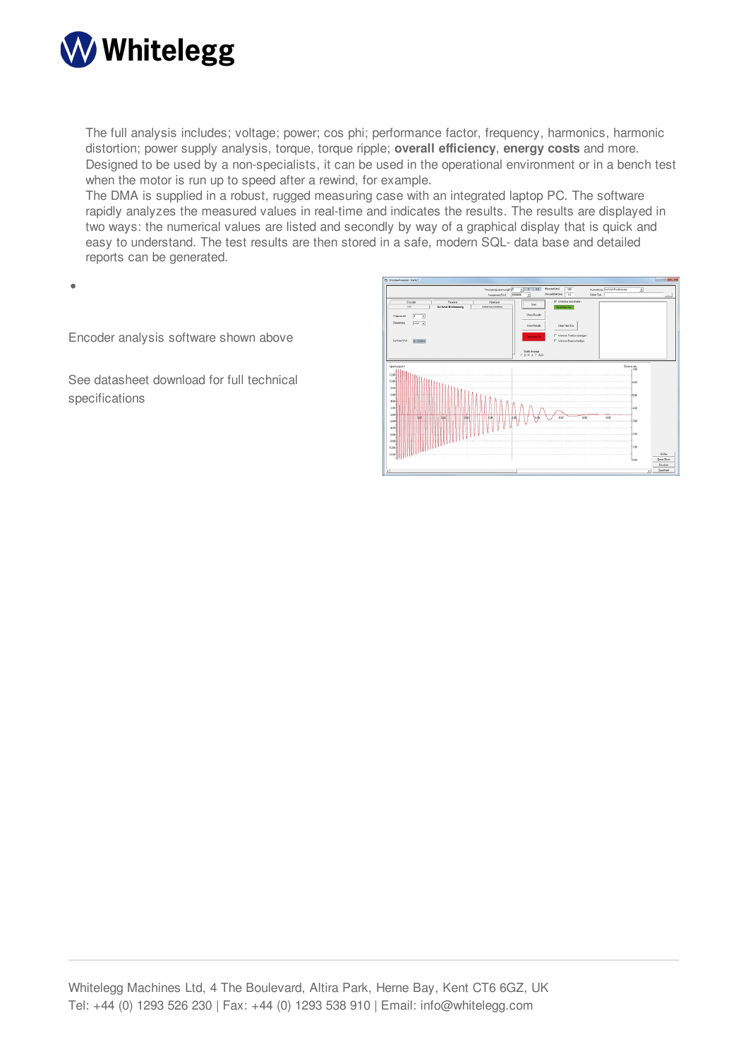The full analysis includes; voltage; power; cos phi; performance factor, frequency, harmonics, harmonic distortion; power supply analysis, torque, torque ripple; **overall efficiency**, **energy costs** and more. Designed to be used by a non-specialists, it can be used in the operational environment or in a bench test when the motor is run up to speed after a rewind, for example.
The DMA is supplied in a robust, rugged measuring case with an integrated laptop PC. The software rapidly analyzes the measured values in real-time and indicates the results. The results are displayed in two ways: the numerical values are listed and secondly by way of a graphical display that is quick and easy to understand. The test results are then stored in a safe, modern SQL- data base and detailed reports can be generated.

-

Encoder analysis software shown above

See datasheet download for full technical specifications